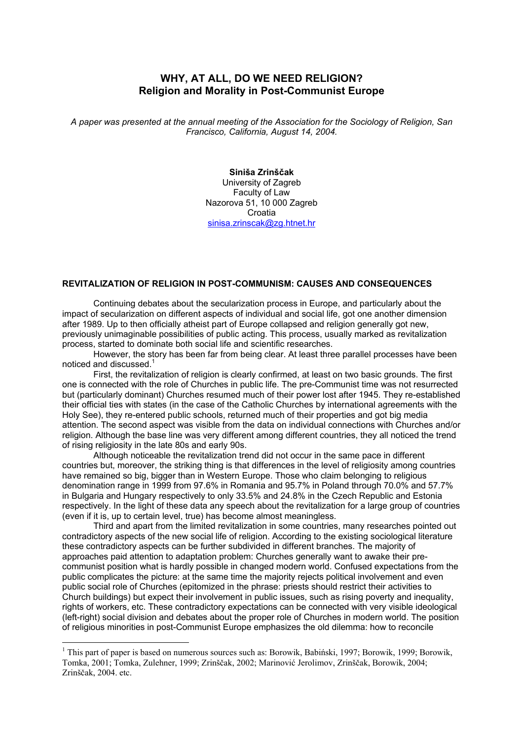# WHY, AT ALL, DO WE NEED RELIGION?
## Religion and Morality in Post-Communist Europe

*A paper was presented at the annual meeting of the Association for the Sociology of Religion, San Francisco, California, August 14, 2004.*

**Siniša Zrinščak**
University of Zagreb
Faculty of Law
Nazorova 51, 10 000 Zagreb
Croatia
sinisa.zrinscak@zg.htnet.hr

### REVITALIZATION OF RELIGION IN POST-COMMUNISM: CAUSES AND CONSEQUENCES

Continuing debates about the secularization process in Europe, and particularly about the impact of secularization on different aspects of individual and social life, got one another dimension after 1989. Up to then officially atheist part of Europe collapsed and religion generally got new, previously unimaginable possibilities of public acting. This process, usually marked as revitalization process, started to dominate both social life and scientific researches.

However, the story has been far from being clear. At least three parallel processes have been noticed and discussed.[1]

First, the revitalization of religion is clearly confirmed, at least on two basic grounds. The first one is connected with the role of Churches in public life. The pre-Communist time was not resurrected but (particularly dominant) Churches resumed much of their power lost after 1945. They re-established their official ties with states (in the case of the Catholic Churches by international agreements with the Holy See), they re-entered public schools, returned much of their properties and got big media attention. The second aspect was visible from the data on individual connections with Churches and/or religion. Although the base line was very different among different countries, they all noticed the trend of rising religiosity in the late 80s and early 90s.

Although noticeable the revitalization trend did not occur in the same pace in different countries but, moreover, the striking thing is that differences in the level of religiosity among countries have remained so big, bigger than in Western Europe. Those who claim belonging to religious denomination range in 1999 from 97.6% in Romania and 95.7% in Poland through 70.0% and 57.7% in Bulgaria and Hungary respectively to only 33.5% and 24.8% in the Czech Republic and Estonia respectively. In the light of these data any speech about the revitalization for a large group of countries (even if it is, up to certain level, true) has become almost meaningless.

Third and apart from the limited revitalization in some countries, many researches pointed out contradictory aspects of the new social life of religion. According to the existing sociological literature these contradictory aspects can be further subdivided in different branches. The majority of approaches paid attention to adaptation problem: Churches generally want to awake their pre-communist position what is hardly possible in changed modern world. Confused expectations from the public complicates the picture: at the same time the majority rejects political involvement and even public social role of Churches (epitomized in the phrase: priests should restrict their activities to Church buildings) but expect their involvement in public issues, such as rising poverty and inequality, rights of workers, etc. These contradictory expectations can be connected with very visible ideological (left-right) social division and debates about the proper role of Churches in modern world. The position of religious minorities in post-Communist Europe emphasizes the old dilemma: how to reconcile

---

[1] This part of paper is based on numerous sources such as: Borowik, Babiński, 1997; Borowik, 1999; Borowik, Tomka, 2001; Tomka, Zulehner, 1999; Zrinščak, 2002; Marinović Jerolimov, Zrinščak, Borowik, 2004; Zrinščak, 2004. etc.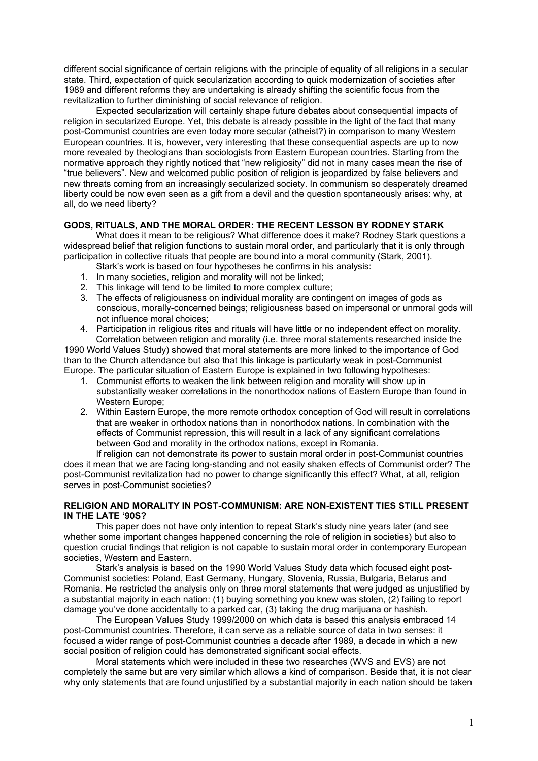different social significance of certain religions with the principle of equality of all religions in a secular state. Third, expectation of quick secularization according to quick modernization of societies after 1989 and different reforms they are undertaking is already shifting the scientific focus from the revitalization to further diminishing of social relevance of religion.

Expected secularization will certainly shape future debates about consequential impacts of religion in secularized Europe. Yet, this debate is already possible in the light of the fact that many post-Communist countries are even today more secular (atheist?) in comparison to many Western European countries. It is, however, very interesting that these consequential aspects are up to now more revealed by theologians than sociologists from Eastern European countries. Starting from the normative approach they rightly noticed that "new religiosity" did not in many cases mean the rise of "true believers". New and welcomed public position of religion is jeopardized by false believers and new threats coming from an increasingly secularized society. In communism so desperately dreamed liberty could be now even seen as a gift from a devil and the question spontaneously arises: why, at all, do we need liberty?

## GODS, RITUALS, AND THE MORAL ORDER: THE RECENT LESSON BY RODNEY STARK

What does it mean to be religious? What difference does it make? Rodney Stark questions a widespread belief that religion functions to sustain moral order, and particularly that it is only through participation in collective rituals that people are bound into a moral community (Stark, 2001).

Stark's work is based on four hypotheses he confirms in his analysis:

1. In many societies, religion and morality will not be linked;
2. This linkage will tend to be limited to more complex culture;
3. The effects of religiousness on individual morality are contingent on images of gods as conscious, morally-concerned beings; religiousness based on impersonal or unmoral gods will not influence moral choices;
4. Participation in religious rites and rituals will have little or no independent effect on morality.

Correlation between religion and morality (i.e. three moral statements researched inside the 1990 World Values Study) showed that moral statements are more linked to the importance of God than to the Church attendance but also that this linkage is particularly weak in post-Communist Europe. The particular situation of Eastern Europe is explained in two following hypotheses:

1. Communist efforts to weaken the link between religion and morality will show up in substantially weaker correlations in the nonorthodox nations of Eastern Europe than found in Western Europe;
2. Within Eastern Europe, the more remote orthodox conception of God will result in correlations that are weaker in orthodox nations than in nonorthodox nations. In combination with the effects of Communist repression, this will result in a lack of any significant correlations between God and morality in the orthodox nations, except in Romania.

If religion can not demonstrate its power to sustain moral order in post-Communist countries does it mean that we are facing long-standing and not easily shaken effects of Communist order? The post-Communist revitalization had no power to change significantly this effect? What, at all, religion serves in post-Communist societies?

## RELIGION AND MORALITY IN POST-COMMUNISM: ARE NON-EXISTENT TIES STILL PRESENT IN THE LATE '90S?

This paper does not have only intention to repeat Stark's study nine years later (and see whether some important changes happened concerning the role of religion in societies) but also to question crucial findings that religion is not capable to sustain moral order in contemporary European societies, Western and Eastern.

Stark's analysis is based on the 1990 World Values Study data which focused eight post-Communist societies: Poland, East Germany, Hungary, Slovenia, Russia, Bulgaria, Belarus and Romania. He restricted the analysis only on three moral statements that were judged as unjustified by a substantial majority in each nation: (1) buying something you knew was stolen, (2) failing to report damage you've done accidentally to a parked car, (3) taking the drug marijuana or hashish.

The European Values Study 1999/2000 on which data is based this analysis embraced 14 post-Communist countries. Therefore, it can serve as a reliable source of data in two senses: it focused a wider range of post-Communist countries a decade after 1989, a decade in which a new social position of religion could has demonstrated significant social effects.

Moral statements which were included in these two researches (WVS and EVS) are not completely the same but are very similar which allows a kind of comparison. Beside that, it is not clear why only statements that are found unjustified by a substantial majority in each nation should be taken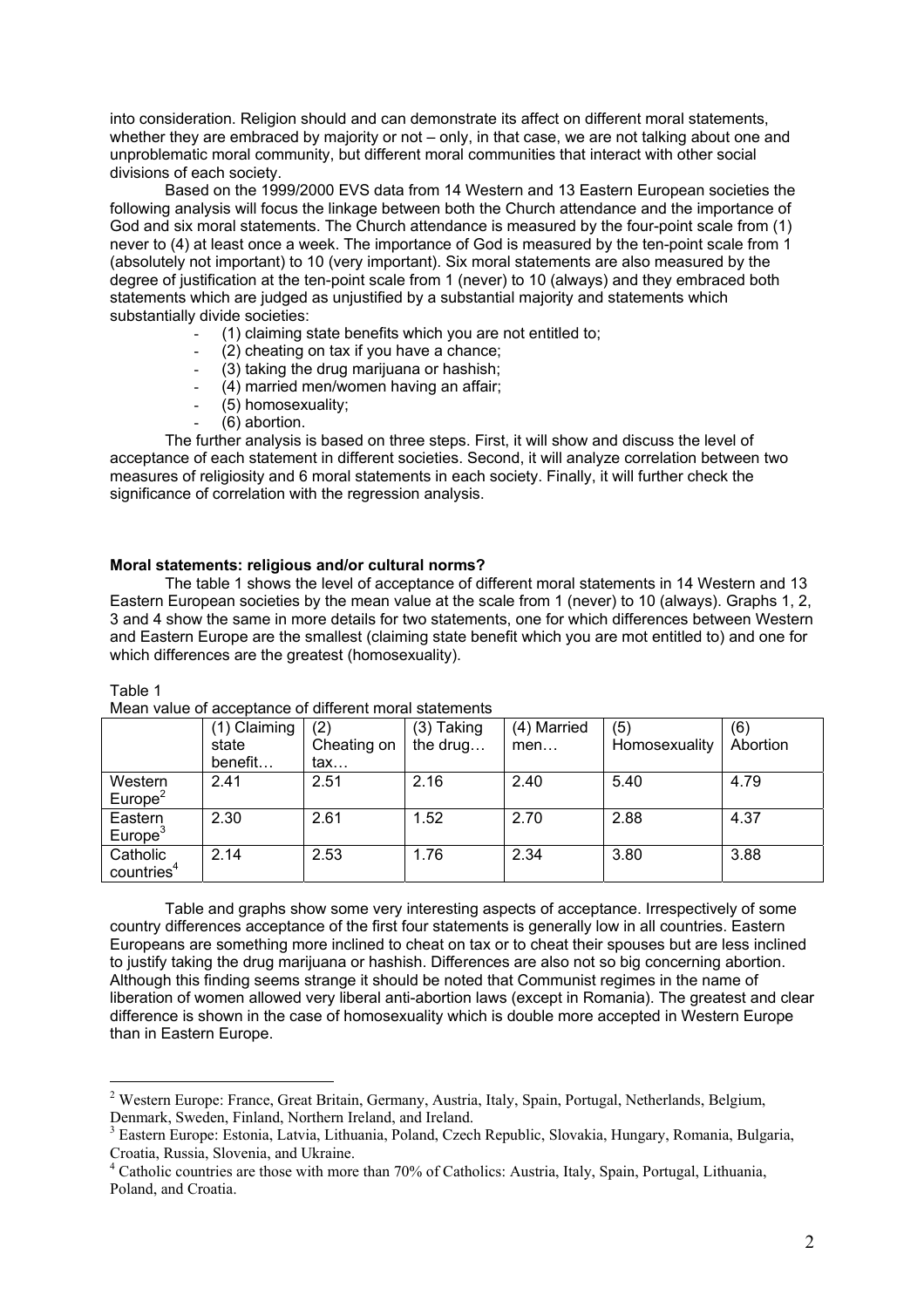into consideration. Religion should and can demonstrate its affect on different moral statements, whether they are embraced by majority or not – only, in that case, we are not talking about one and unproblematic moral community, but different moral communities that interact with other social divisions of each society.

Based on the 1999/2000 EVS data from 14 Western and 13 Eastern European societies the following analysis will focus the linkage between both the Church attendance and the importance of God and six moral statements. The Church attendance is measured by the four-point scale from (1) never to (4) at least once a week. The importance of God is measured by the ten-point scale from 1 (absolutely not important) to 10 (very important). Six moral statements are also measured by the degree of justification at the ten-point scale from 1 (never) to 10 (always) and they embraced both statements which are judged as unjustified by a substantial majority and statements which substantially divide societies:

- (1) claiming state benefits which you are not entitled to;
- (2) cheating on tax if you have a chance;
- (3) taking the drug marijuana or hashish;
- (4) married men/women having an affair;
- (5) homosexuality;
- (6) abortion.

The further analysis is based on three steps. First, it will show and discuss the level of acceptance of each statement in different societies. Second, it will analyze correlation between two measures of religiosity and 6 moral statements in each society. Finally, it will further check the significance of correlation with the regression analysis.

**Moral statements: religious and/or cultural norms?**

The table 1 shows the level of acceptance of different moral statements in 14 Western and 13 Eastern European societies by the mean value at the scale from 1 (never) to 10 (always). Graphs 1, 2, 3 and 4 show the same in more details for two statements, one for which differences between Western and Eastern Europe are the smallest (claiming state benefit which you are mot entitled to) and one for which differences are the greatest (homosexuality).

Table 1
Mean value of acceptance of different moral statements

| | (1) Claiming state benefit… | (2) Cheating on tax… | (3) Taking the drug… | (4) Married men… | (5) Homosexuality | (6) Abortion |
|---|---|---|---|---|---|---|
| Western Europe[2] | 2.41 | 2.51 | 2.16 | 2.40 | 5.40 | 4.79 |
| Eastern Europe[3] | 2.30 | 2.61 | 1.52 | 2.70 | 2.88 | 4.37 |
| Catholic countries[4] | 2.14 | 2.53 | 1.76 | 2.34 | 3.80 | 3.88 |

Table and graphs show some very interesting aspects of acceptance. Irrespectively of some country differences acceptance of the first four statements is generally low in all countries. Eastern Europeans are something more inclined to cheat on tax or to cheat their spouses but are less inclined to justify taking the drug marijuana or hashish. Differences are also not so big concerning abortion. Although this finding seems strange it should be noted that Communist regimes in the name of liberation of women allowed very liberal anti-abortion laws (except in Romania). The greatest and clear difference is shown in the case of homosexuality which is double more accepted in Western Europe than in Eastern Europe.

[2] Western Europe: France, Great Britain, Germany, Austria, Italy, Spain, Portugal, Netherlands, Belgium, Denmark, Sweden, Finland, Northern Ireland, and Ireland.

[3] Eastern Europe: Estonia, Latvia, Lithuania, Poland, Czech Republic, Slovakia, Hungary, Romania, Bulgaria, Croatia, Russia, Slovenia, and Ukraine.

[4] Catholic countries are those with more than 70% of Catholics: Austria, Italy, Spain, Portugal, Lithuania, Poland, and Croatia.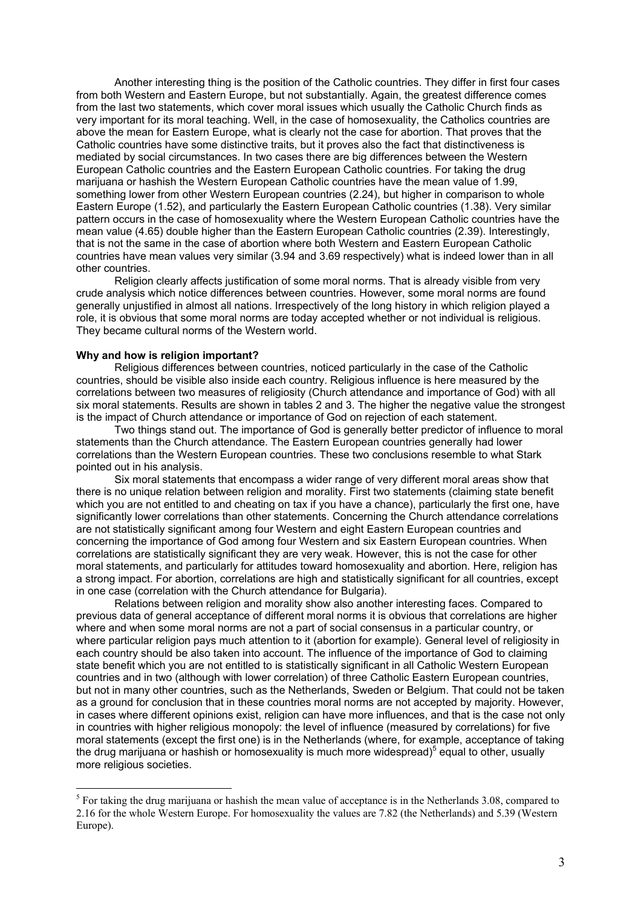Another interesting thing is the position of the Catholic countries. They differ in first four cases from both Western and Eastern Europe, but not substantially. Again, the greatest difference comes from the last two statements, which cover moral issues which usually the Catholic Church finds as very important for its moral teaching. Well, in the case of homosexuality, the Catholics countries are above the mean for Eastern Europe, what is clearly not the case for abortion. That proves that the Catholic countries have some distinctive traits, but it proves also the fact that distinctiveness is mediated by social circumstances. In two cases there are big differences between the Western European Catholic countries and the Eastern European Catholic countries. For taking the drug marijuana or hashish the Western European Catholic countries have the mean value of 1.99, something lower from other Western European countries (2.24), but higher in comparison to whole Eastern Europe (1.52), and particularly the Eastern European Catholic countries (1.38). Very similar pattern occurs in the case of homosexuality where the Western European Catholic countries have the mean value (4.65) double higher than the Eastern European Catholic countries (2.39). Interestingly, that is not the same in the case of abortion where both Western and Eastern European Catholic countries have mean values very similar (3.94 and 3.69 respectively) what is indeed lower than in all other countries.

Religion clearly affects justification of some moral norms. That is already visible from very crude analysis which notice differences between countries. However, some moral norms are found generally unjustified in almost all nations. Irrespectively of the long history in which religion played a role, it is obvious that some moral norms are today accepted whether or not individual is religious. They became cultural norms of the Western world.

**Why and how is religion important?**

Religious differences between countries, noticed particularly in the case of the Catholic countries, should be visible also inside each country. Religious influence is here measured by the correlations between two measures of religiosity (Church attendance and importance of God) with all six moral statements. Results are shown in tables 2 and 3. The higher the negative value the strongest is the impact of Church attendance or importance of God on rejection of each statement.

Two things stand out. The importance of God is generally better predictor of influence to moral statements than the Church attendance. The Eastern European countries generally had lower correlations than the Western European countries. These two conclusions resemble to what Stark pointed out in his analysis.

Six moral statements that encompass a wider range of very different moral areas show that there is no unique relation between religion and morality. First two statements (claiming state benefit which you are not entitled to and cheating on tax if you have a chance), particularly the first one, have significantly lower correlations than other statements. Concerning the Church attendance correlations are not statistically significant among four Western and eight Eastern European countries and concerning the importance of God among four Western and six Eastern European countries. When correlations are statistically significant they are very weak. However, this is not the case for other moral statements, and particularly for attitudes toward homosexuality and abortion. Here, religion has a strong impact. For abortion, correlations are high and statistically significant for all countries, except in one case (correlation with the Church attendance for Bulgaria).

Relations between religion and morality show also another interesting faces. Compared to previous data of general acceptance of different moral norms it is obvious that correlations are higher where and when some moral norms are not a part of social consensus in a particular country, or where particular religion pays much attention to it (abortion for example). General level of religiosity in each country should be also taken into account. The influence of the importance of God to claiming state benefit which you are not entitled to is statistically significant in all Catholic Western European countries and in two (although with lower correlation) of three Catholic Eastern European countries, but not in many other countries, such as the Netherlands, Sweden or Belgium. That could not be taken as a ground for conclusion that in these countries moral norms are not accepted by majority. However, in cases where different opinions exist, religion can have more influences, and that is the case not only in countries with higher religious monopoly: the level of influence (measured by correlations) for five moral statements (except the first one) is in the Netherlands (where, for example, acceptance of taking the drug marijuana or hashish or homosexuality is much more widespread)[5] equal to other, usually more religious societies.

[5] For taking the drug marijuana or hashish the mean value of acceptance is in the Netherlands 3.08, compared to 2.16 for the whole Western Europe. For homosexuality the values are 7.82 (the Netherlands) and 5.39 (Western Europe).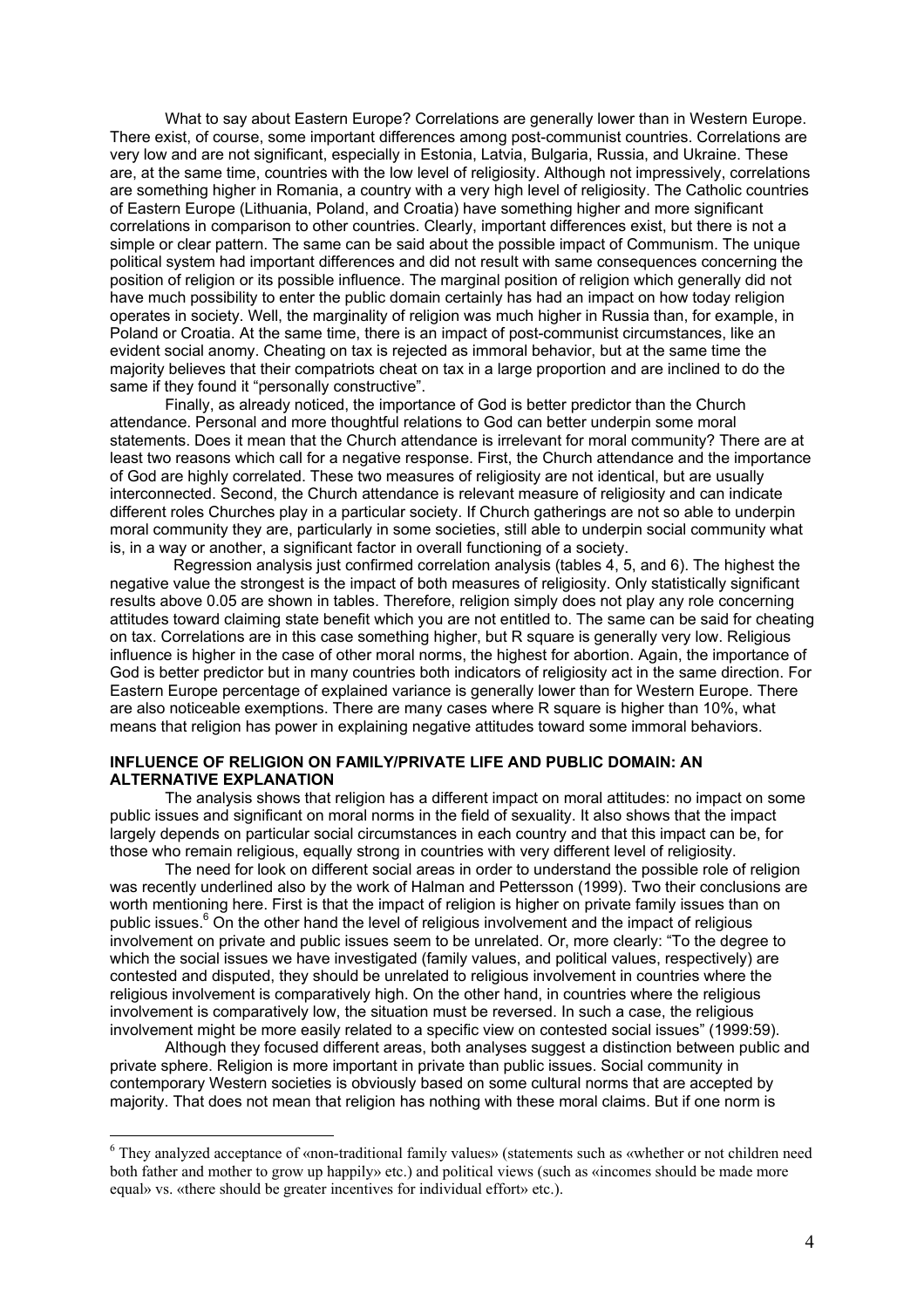What to say about Eastern Europe? Correlations are generally lower than in Western Europe. There exist, of course, some important differences among post-communist countries. Correlations are very low and are not significant, especially in Estonia, Latvia, Bulgaria, Russia, and Ukraine. These are, at the same time, countries with the low level of religiosity. Although not impressively, correlations are something higher in Romania, a country with a very high level of religiosity. The Catholic countries of Eastern Europe (Lithuania, Poland, and Croatia) have something higher and more significant correlations in comparison to other countries. Clearly, important differences exist, but there is not a simple or clear pattern. The same can be said about the possible impact of Communism. The unique political system had important differences and did not result with same consequences concerning the position of religion or its possible influence. The marginal position of religion which generally did not have much possibility to enter the public domain certainly has had an impact on how today religion operates in society. Well, the marginality of religion was much higher in Russia than, for example, in Poland or Croatia. At the same time, there is an impact of post-communist circumstances, like an evident social anomy. Cheating on tax is rejected as immoral behavior, but at the same time the majority believes that their compatriots cheat on tax in a large proportion and are inclined to do the same if they found it "personally constructive".

Finally, as already noticed, the importance of God is better predictor than the Church attendance. Personal and more thoughtful relations to God can better underpin some moral statements. Does it mean that the Church attendance is irrelevant for moral community? There are at least two reasons which call for a negative response. First, the Church attendance and the importance of God are highly correlated. These two measures of religiosity are not identical, but are usually interconnected. Second, the Church attendance is relevant measure of religiosity and can indicate different roles Churches play in a particular society. If Church gatherings are not so able to underpin moral community they are, particularly in some societies, still able to underpin social community what is, in a way or another, a significant factor in overall functioning of a society.

Regression analysis just confirmed correlation analysis (tables 4, 5, and 6). The highest the negative value the strongest is the impact of both measures of religiosity. Only statistically significant results above 0.05 are shown in tables. Therefore, religion simply does not play any role concerning attitudes toward claiming state benefit which you are not entitled to. The same can be said for cheating on tax. Correlations are in this case something higher, but R square is generally very low. Religious influence is higher in the case of other moral norms, the highest for abortion. Again, the importance of God is better predictor but in many countries both indicators of religiosity act in the same direction. For Eastern Europe percentage of explained variance is generally lower than for Western Europe. There are also noticeable exemptions. There are many cases where R square is higher than 10%, what means that religion has power in explaining negative attitudes toward some immoral behaviors.

## INFLUENCE OF RELIGION ON FAMILY/PRIVATE LIFE AND PUBLIC DOMAIN: AN ALTERNATIVE EXPLANATION

The analysis shows that religion has a different impact on moral attitudes: no impact on some public issues and significant on moral norms in the field of sexuality. It also shows that the impact largely depends on particular social circumstances in each country and that this impact can be, for those who remain religious, equally strong in countries with very different level of religiosity.

The need for look on different social areas in order to understand the possible role of religion was recently underlined also by the work of Halman and Pettersson (1999). Two their conclusions are worth mentioning here. First is that the impact of religion is higher on private family issues than on public issues.[6] On the other hand the level of religious involvement and the impact of religious involvement on private and public issues seem to be unrelated. Or, more clearly: "To the degree to which the social issues we have investigated (family values, and political values, respectively) are contested and disputed, they should be unrelated to religious involvement in countries where the religious involvement is comparatively high. On the other hand, in countries where the religious involvement is comparatively low, the situation must be reversed. In such a case, the religious involvement might be more easily related to a specific view on contested social issues" (1999:59).

Although they focused different areas, both analyses suggest a distinction between public and private sphere. Religion is more important in private than public issues. Social community in contemporary Western societies is obviously based on some cultural norms that are accepted by majority. That does not mean that religion has nothing with these moral claims. But if one norm is

---

[6] They analyzed acceptance of «non-traditional family values» (statements such as «whether or not children need both father and mother to grow up happily» etc.) and political views (such as «incomes should be made more equal» vs. «there should be greater incentives for individual effort» etc.).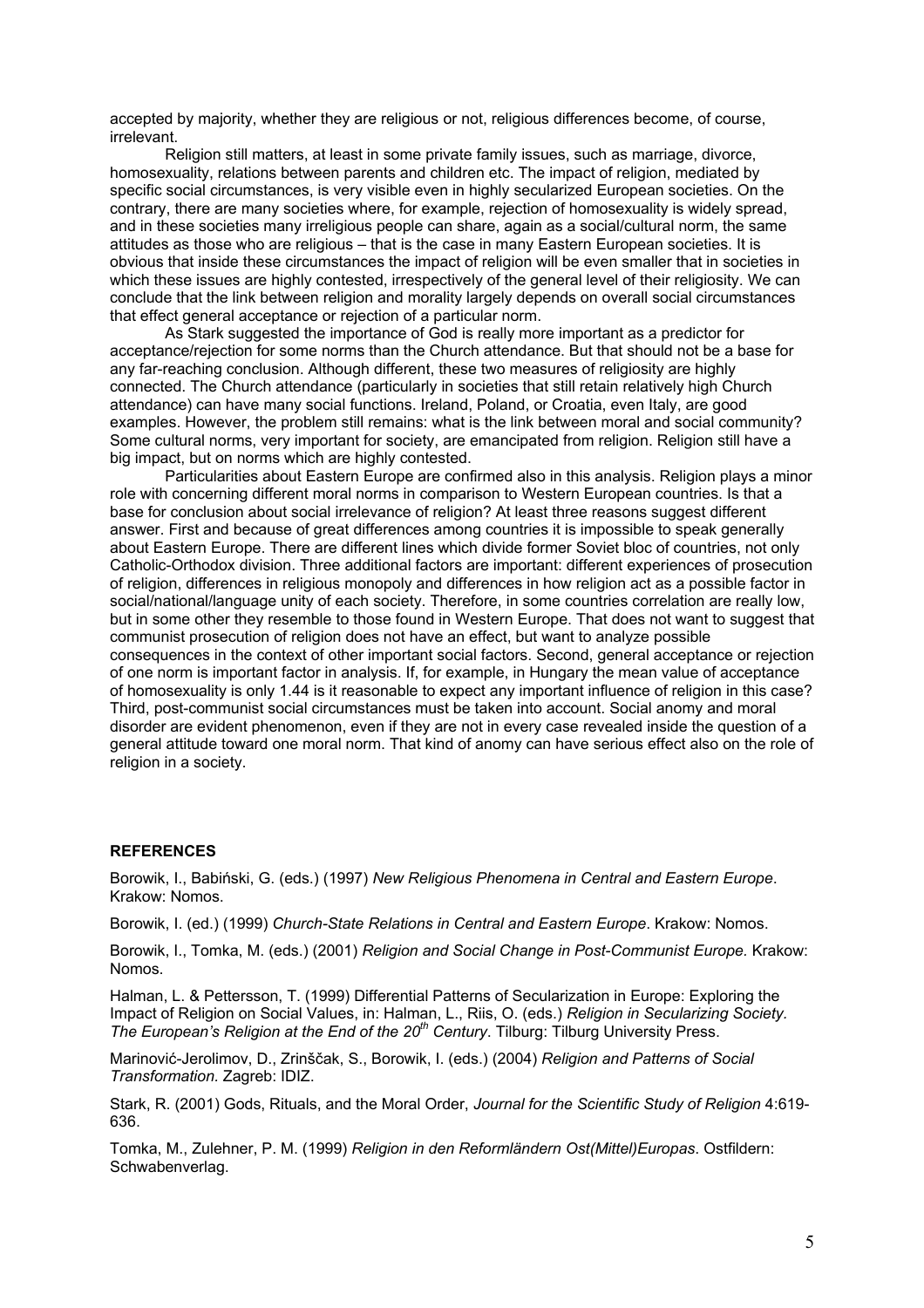accepted by majority, whether they are religious or not, religious differences become, of course, irrelevant.

Religion still matters, at least in some private family issues, such as marriage, divorce, homosexuality, relations between parents and children etc. The impact of religion, mediated by specific social circumstances, is very visible even in highly secularized European societies. On the contrary, there are many societies where, for example, rejection of homosexuality is widely spread, and in these societies many irreligious people can share, again as a social/cultural norm, the same attitudes as those who are religious – that is the case in many Eastern European societies. It is obvious that inside these circumstances the impact of religion will be even smaller that in societies in which these issues are highly contested, irrespectively of the general level of their religiosity. We can conclude that the link between religion and morality largely depends on overall social circumstances that effect general acceptance or rejection of a particular norm.

As Stark suggested the importance of God is really more important as a predictor for acceptance/rejection for some norms than the Church attendance. But that should not be a base for any far-reaching conclusion. Although different, these two measures of religiosity are highly connected. The Church attendance (particularly in societies that still retain relatively high Church attendance) can have many social functions. Ireland, Poland, or Croatia, even Italy, are good examples. However, the problem still remains: what is the link between moral and social community? Some cultural norms, very important for society, are emancipated from religion. Religion still have a big impact, but on norms which are highly contested.

Particularities about Eastern Europe are confirmed also in this analysis. Religion plays a minor role with concerning different moral norms in comparison to Western European countries. Is that a base for conclusion about social irrelevance of religion? At least three reasons suggest different answer. First and because of great differences among countries it is impossible to speak generally about Eastern Europe. There are different lines which divide former Soviet bloc of countries, not only Catholic-Orthodox division. Three additional factors are important: different experiences of prosecution of religion, differences in religious monopoly and differences in how religion act as a possible factor in social/national/language unity of each society. Therefore, in some countries correlation are really low, but in some other they resemble to those found in Western Europe. That does not want to suggest that communist prosecution of religion does not have an effect, but want to analyze possible consequences in the context of other important social factors. Second, general acceptance or rejection of one norm is important factor in analysis. If, for example, in Hungary the mean value of acceptance of homosexuality is only 1.44 is it reasonable to expect any important influence of religion in this case? Third, post-communist social circumstances must be taken into account. Social anomy and moral disorder are evident phenomenon, even if they are not in every case revealed inside the question of a general attitude toward one moral norm. That kind of anomy can have serious effect also on the role of religion in a society.

### REFERENCES

Borowik, I., Babiński, G. (eds.) (1997) *New Religious Phenomena in Central and Eastern Europe*. Krakow: Nomos.

Borowik, I. (ed.) (1999) *Church-State Relations in Central and Eastern Europe*. Krakow: Nomos.

Borowik, I., Tomka, M. (eds.) (2001) *Religion and Social Change in Post-Communist Europe.* Krakow: Nomos.

Halman, L. & Pettersson, T. (1999) Differential Patterns of Secularization in Europe: Exploring the Impact of Religion on Social Values, in: Halman, L., Riis, O. (eds.) *Religion in Secularizing Society. The European's Religion at the End of the 20th Century*. Tilburg: Tilburg University Press.

Marinović-Jerolimov, D., Zrinščak, S., Borowik, I. (eds.) (2004) *Religion and Patterns of Social Transformation.* Zagreb: IDIZ.

Stark, R. (2001) Gods, Rituals, and the Moral Order, *Journal for the Scientific Study of Religion* 4:619-636.

Tomka, M., Zulehner, P. M. (1999) *Religion in den Reformländern Ost(Mittel)Europas*. Ostfildern: Schwabenverlag.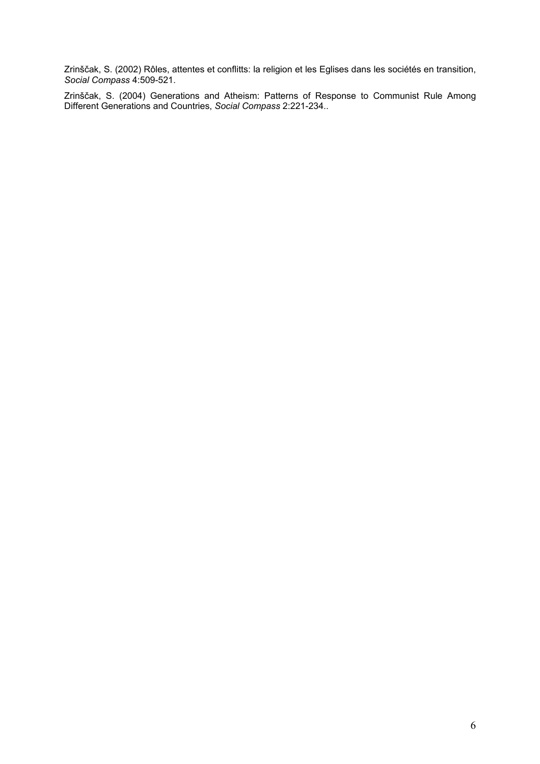Zrinščak, S. (2002) Rôles, attentes et conflitts: la religion et les Eglises dans les sociétés en transition, *Social Compass* 4:509-521.

Zrinščak, S. (2004) Generations and Atheism: Patterns of Response to Communist Rule Among Different Generations and Countries, *Social Compass* 2:221-234..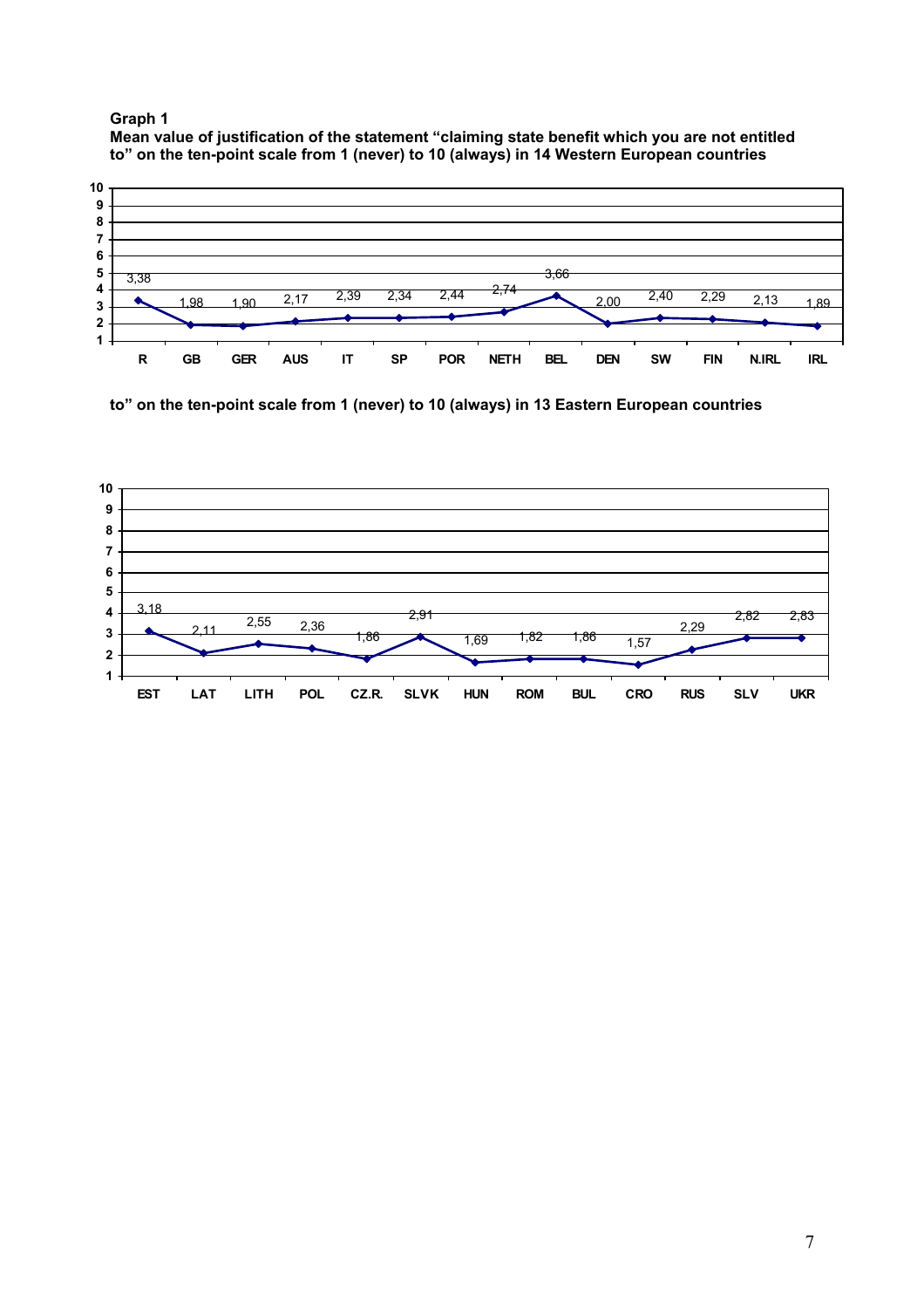**Graph 1**

**Mean value of justification of the statement "claiming state benefit which you are not entitled to" on the ten-point scale from 1 (never) to 10 (always) in 14 Western European countries**

| R | GB | GER | AUS | IT | SP | POR | NETH | BEL | DEN | SW | FIN | N.IRL | IRL |
|---|---|---|---|---|---|---|---|---|---|---|---|---|---|
| 3,38 | 1,98 | 1,90 | 2,17 | 2,39 | 2,34 | 2,44 | 2,74 | 3,66 | 2,00 | 2,40 | 2,29 | 2,13 | 1,89 |

**to" on the ten-point scale from 1 (never) to 10 (always) in 13 Eastern European countries**

| EST | LAT | LITH | POL | CZ.R. | SLVK | HUN | ROM | BUL | CRO | RUS | SLV | UKR |
|---|---|---|---|---|---|---|---|---|---|---|---|---|
| 3,18 | 2,11 | 2,55 | 2,36 | 1,86 | 2,91 | 1,69 | 1,82 | 1,86 | 1,57 | 2,29 | 2,82 | 2,83 |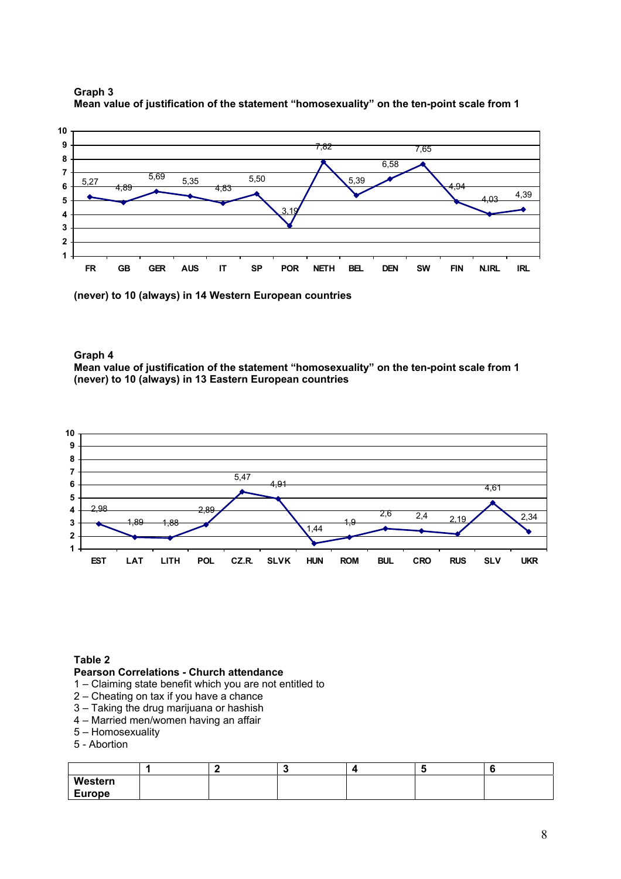**Graph 3**
**Mean value of justification of the statement "homosexuality" on the ten-point scale from 1 (never) to 10 (always) in 14 Western European countries**

| FR | GB | GER | AUS | IT | SP | POR | NETH | BEL | DEN | SW | FIN | N.IRL | IRL |
|---|---|---|---|---|---|---|---|---|---|---|---|---|---|
| 5,27 | 4,89 | 5,69 | 5,35 | 4,83 | 5,50 | 3,19 | 7,82 | 5,39 | 6,58 | 7,65 | 4,94 | 4,03 | 4,39 |

**Graph 4**
**Mean value of justification of the statement "homosexuality" on the ten-point scale from 1 (never) to 10 (always) in 13 Eastern European countries**

| EST | LAT | LITH | POL | CZ.R. | SLVK | HUN | ROM | BUL | CRO | RUS | SLV | UKR |
|---|---|---|---|---|---|---|---|---|---|---|---|---|
| 2,98 | 1,89 | 1,88 | 2,89 | 5,47 | 4,91 | 1,44 | 1,9 | 2,6 | 2,4 | 2,19 | 4,61 | 2,34 |

**Table 2**
**Pearson Correlations - Church attendance**

1 – Claiming state benefit which you are not entitled to
2 – Cheating on tax if you have a chance
3 – Taking the drug marijuana or hashish
4 – Married men/women having an affair
5 – Homosexuality
5 - Abortion

| | 1 | 2 | 3 | 4 | 5 | 6 |
|---|---|---|---|---|---|---|
| **Western Europe** | | | | | | |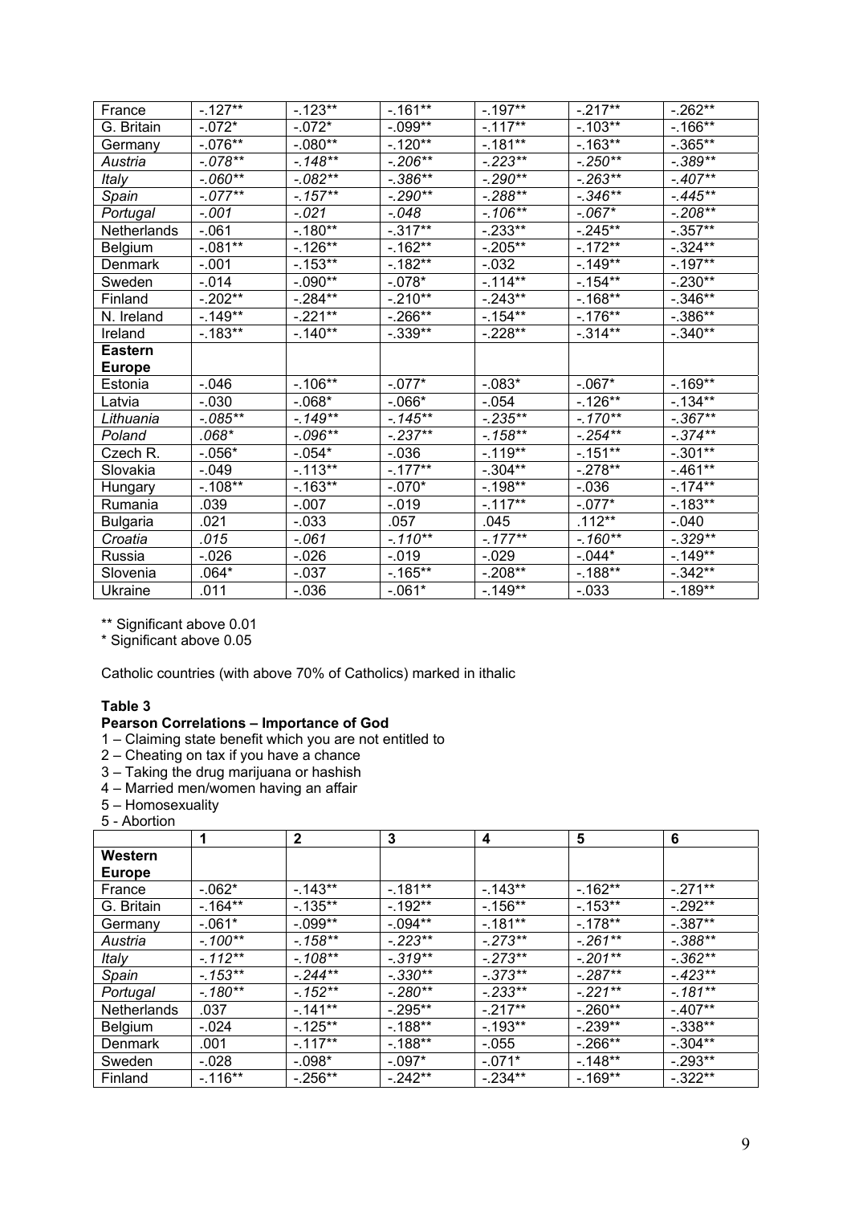| | | | | | | |
|---|---|---|---|---|---|---|
| France | -.127** | -.123** | -.161** | -.197** | -.217** | -.262** |
| G. Britain | -.072* | -.072* | -.099** | -.117** | -.103** | -.166** |
| Germany | -.076** | -.080** | -.120** | -.181** | -.163** | -.365** |
| *Austria* | *-.078*** | *-.148*** | *-.206*** | *-.223*** | *-.250*** | *-.389*** |
| *Italy* | *-.060*** | *-.082*** | *-.386*** | *-.290*** | *-.263*** | *-.407*** |
| *Spain* | *-.077*** | *-.157*** | *-.290*** | *-.288*** | *-.346*** | *-.445*** |
| *Portugal* | *-.001* | *-.021* | *-.048* | *-.106*** | *-.067** | *-.208*** |
| Netherlands | -.061 | -.180** | -.317** | -.233** | -.245** | -.357** |
| Belgium | -.081** | -.126** | -.162** | -.205** | -.172** | -.324** |
| Denmark | -.001 | -.153** | -.182** | -.032 | -.149** | -.197** |
| Sweden | -.014 | -.090** | -.078* | -.114** | -.154** | -.230** |
| Finland | -.202** | -.284** | -.210** | -.243** | -.168** | -.346** |
| N. Ireland | -.149** | -.221** | -.266** | -.154** | -.176** | -.386** |
| Ireland | -.183** | -.140** | -.339** | -.228** | -.314** | -.340** |
| **Eastern Europe** | | | | | | |
| Estonia | -.046 | -.106** | -.077* | -.083* | -.067* | -.169** |
| Latvia | -.030 | -.068* | -.066* | -.054 | -.126** | -.134** |
| *Lithuania* | *-.085*** | *-.149*** | *-.145*** | *-.235*** | *-.170*** | *-.367*** |
| *Poland* | *.068** | *-.096*** | *-.237*** | *-.158*** | *-.254*** | *-.374*** |
| Czech R. | -.056* | -.054* | -.036 | -.119** | -.151** | -.301** |
| Slovakia | -.049 | -.113** | -.177** | -.304** | -.278** | -.461** |
| Hungary | -.108** | -.163** | -.070* | -.198** | -.036 | -.174** |
| Rumania | .039 | -.007 | -.019 | -.117** | -.077* | -.183** |
| Bulgaria | .021 | -.033 | .057 | .045 | .112** | -.040 |
| *Croatia* | *.015* | *-.061* | *-.110*** | *-.177*** | *-.160*** | *-.329*** |
| Russia | -.026 | -.026 | -.019 | -.029 | -.044* | -.149** |
| Slovenia | .064* | -.037 | -.165** | -.208** | -.188** | -.342** |
| Ukraine | .011 | -.036 | -.061* | -.149** | -.033 | -.189** |

** Significant above 0.01
* Significant above 0.05

Catholic countries (with above 70% of Catholics) marked in ithalic

**Table 3**
**Pearson Correlations – Importance of God**

1 – Claiming state benefit which you are not entitled to
2 – Cheating on tax if you have a chance
3 – Taking the drug marijuana or hashish
4 – Married men/women having an affair
5 – Homosexuality
5 - Abortion

| | 1 | 2 | 3 | 4 | 5 | 6 |
|---|---|---|---|---|---|---|
| **Western Europe** | | | | | | |
| France | -.062* | -.143** | -.181** | -.143** | -.162** | -.271** |
| G. Britain | -.164** | -.135** | -.192** | -.156** | -.153** | -.292** |
| Germany | -.061* | -.099** | -.094** | -.181** | -.178** | -.387** |
| *Austria* | *-.100*** | *-.158*** | *-.223*** | *-.273*** | *-.261*** | *-.388*** |
| *Italy* | *-.112*** | *-.108*** | *-.319*** | *-.273*** | *-.201*** | *-.362*** |
| *Spain* | *-.153*** | *-.244*** | *-.330*** | *-.373*** | *-.287*** | *-.423*** |
| *Portugal* | *-.180*** | *-.152*** | *-.280*** | *-.233*** | *-.221*** | *-.181*** |
| Netherlands | .037 | -.141** | -.295** | -.217** | -.260** | -.407** |
| Belgium | -.024 | -.125** | -.188** | -.193** | -.239** | -.338** |
| Denmark | .001 | -.117** | -.188** | -.055 | -.266** | -.304** |
| Sweden | -.028 | -.098* | -.097* | -.071* | -.148** | -.293** |
| Finland | -.116** | -.256** | -.242** | -.234** | -.169** | -.322** |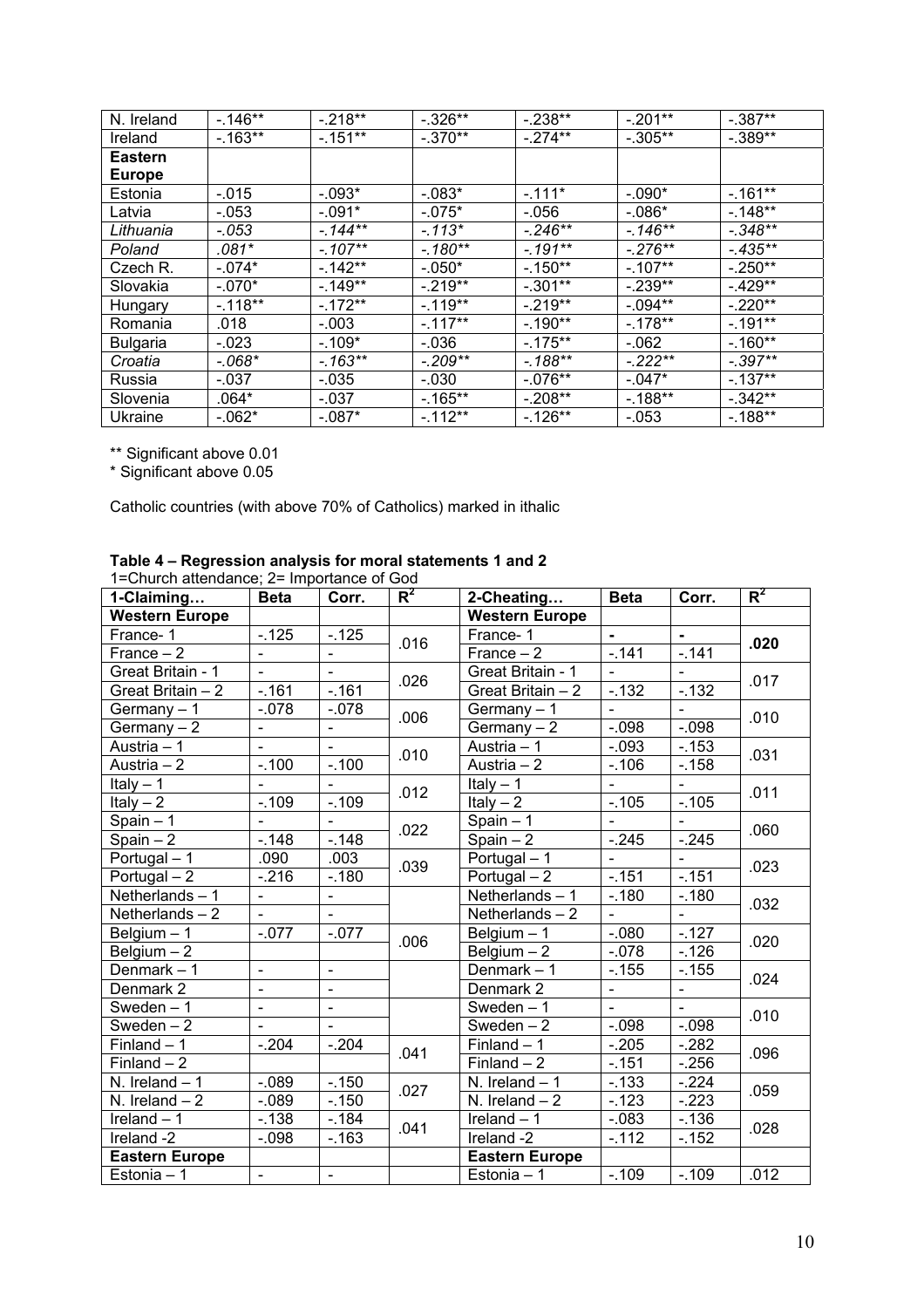| N. Ireland | -.146** | -.218** | -.326** | -.238** | -.201** | -.387** |
|---|---|---|---|---|---|---|
| Ireland | -.163** | -.151** | -.370** | -.274** | -.305** | -.389** |
| **Eastern Europe** | | | | | | |
| Estonia | -.015 | -.093* | -.083* | -.111* | -.090* | -.161** |
| Latvia | -.053 | -.091* | -.075* | -.056 | -.086* | -.148** |
| *Lithuania* | *-.053* | *-.144*** | *-.113** | *-.246*** | *-.146*** | *-.348*** |
| *Poland* | *.081** | *-.107*** | *-.180*** | *-.191*** | *-.276*** | *-.435*** |
| Czech R. | -.074* | -.142** | -.050* | -.150** | -.107** | -.250** |
| Slovakia | -.070* | -.149** | -.219** | -.301** | -.239** | -.429** |
| Hungary | -.118** | -.172** | -.119** | -.219** | -.094** | -.220** |
| Romania | .018 | -.003 | -.117** | -.190** | -.178** | -.191** |
| Bulgaria | -.023 | -.109* | -.036 | -.175** | -.062 | -.160** |
| *Croatia* | *-.068** | *-.163*** | *-.209*** | *-.188*** | *-.222*** | *-.397*** |
| Russia | -.037 | -.035 | -.030 | -.076** | -.047* | -.137** |
| Slovenia | .064* | -.037 | -.165** | -.208** | -.188** | -.342** |
| Ukraine | -.062* | -.087* | -.112** | -.126** | -.053 | -.188** |

** Significant above 0.01

* Significant above 0.05

Catholic countries (with above 70% of Catholics) marked in ithalic

**Table 4 – Regression analysis for moral statements 1 and 2**

1=Church attendance; 2= Importance of God

| 1-Claiming… | Beta | Corr. | $R^2$ | 2-Cheating… | Beta | Corr. | $R^2$ |
|---|---|---|---|---|---|---|---|
| **Western Europe** | | | | **Western Europe** | | | |
| France- 1 | -.125 | -.125 | .016 | France- 1 | **-** | **-** | **.020** |
| France – 2 | - | - | | France – 2 | -.141 | -.141 | |
| Great Britain - 1 | - | - | .026 | Great Britain - 1 | - | - | .017 |
| Great Britain – 2 | -.161 | -.161 | | Great Britain – 2 | -.132 | -.132 | |
| Germany – 1 | -.078 | -.078 | .006 | Germany – 1 | - | - | .010 |
| Germany – 2 | - | - | | Germany – 2 | -.098 | -.098 | |
| Austria – 1 | - | - | .010 | Austria – 1 | -.093 | -.153 | .031 |
| Austria – 2 | -.100 | -.100 | | Austria – 2 | -.106 | -.158 | |
| Italy – 1 | - | - | .012 | Italy – 1 | - | - | .011 |
| Italy – 2 | -.109 | -.109 | | Italy – 2 | -.105 | -.105 | |
| Spain – 1 | - | - | .022 | Spain – 1 | - | - | .060 |
| Spain – 2 | -.148 | -.148 | | Spain – 2 | -.245 | -.245 | |
| Portugal – 1 | .090 | .003 | .039 | Portugal – 1 | - | - | .023 |
| Portugal – 2 | -.216 | -.180 | | Portugal – 2 | -.151 | -.151 | |
| Netherlands – 1 | - | - | | Netherlands – 1 | -.180 | -.180 | .032 |
| Netherlands – 2 | - | - | | Netherlands – 2 | - | - | |
| Belgium – 1 | -.077 | -.077 | .006 | Belgium – 1 | -.080 | -.127 | .020 |
| Belgium – 2 | | | | Belgium – 2 | -.078 | -.126 | |
| Denmark – 1 | - | - | | Denmark – 1 | -.155 | -.155 | .024 |
| Denmark 2 | - | - | | Denmark 2 | - | - | |
| Sweden – 1 | - | - | | Sweden – 1 | - | - | .010 |
| Sweden – 2 | - | - | | Sweden – 2 | -.098 | -.098 | |
| Finland – 1 | -.204 | -.204 | .041 | Finland – 1 | -.205 | -.282 | .096 |
| Finland – 2 | | | | Finland – 2 | -.151 | -.256 | |
| N. Ireland – 1 | -.089 | -.150 | .027 | N. Ireland – 1 | -.133 | -.224 | .059 |
| N. Ireland – 2 | -.089 | -.150 | | N. Ireland – 2 | -.123 | -.223 | |
| Ireland – 1 | -.138 | -.184 | .041 | Ireland – 1 | -.083 | -.136 | .028 |
| Ireland -2 | -.098 | -.163 | | Ireland -2 | -.112 | -.152 | |
| **Eastern Europe** | | | | **Eastern Europe** | | | |
| Estonia – 1 | - | - | | Estonia – 1 | -.109 | -.109 | .012 |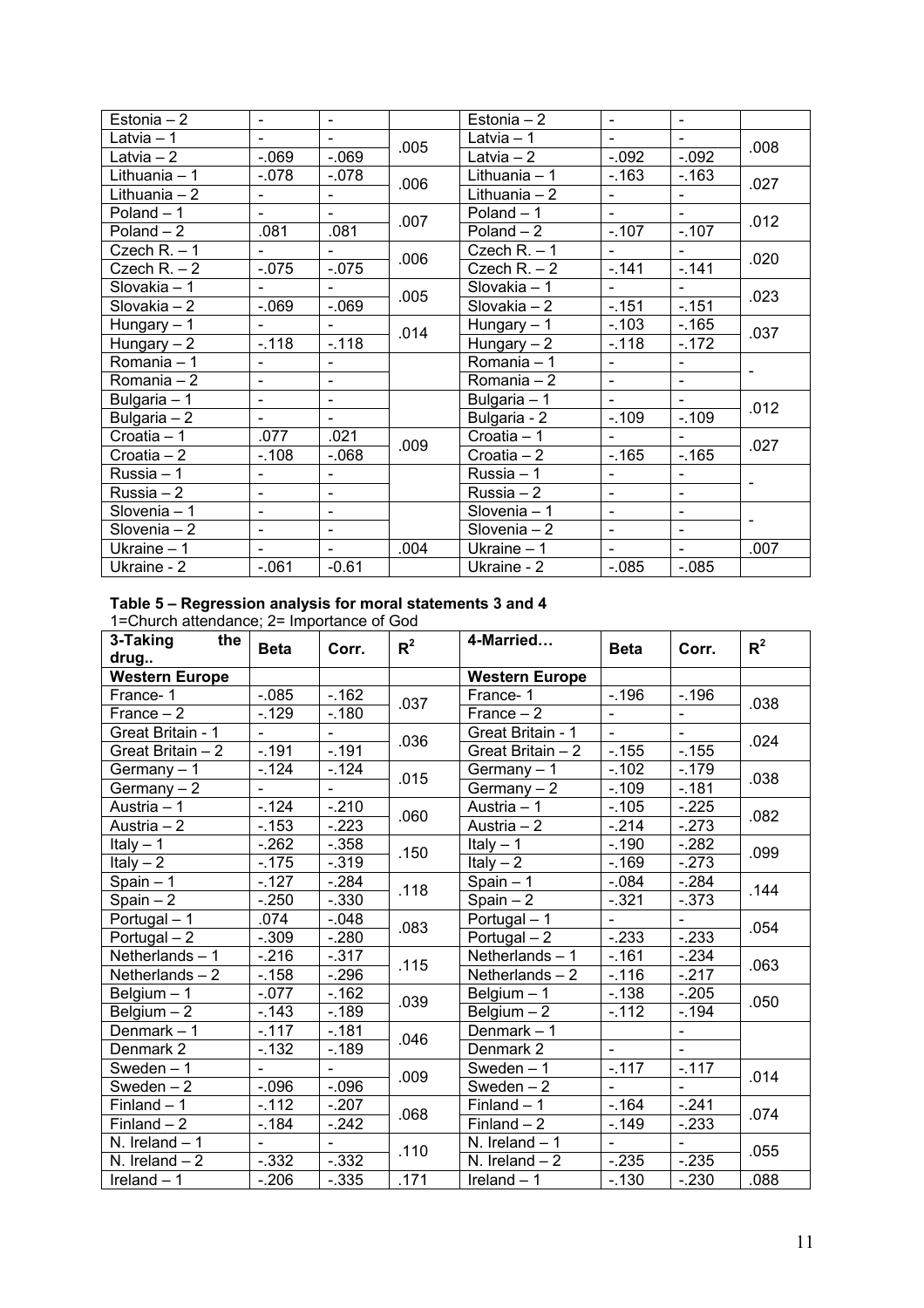| Estonia – 2 | - | - | | Estonia – 2 | - | - | |
|---|---|---|---|---|---|---|---|
| Latvia – 1 | - | - | .005 | Latvia – 1 | - | - | .008 |
| Latvia – 2 | -.069 | -.069 | | Latvia – 2 | -.092 | -.092 | |
| Lithuania – 1 | -.078 | -.078 | .006 | Lithuania – 1 | -.163 | -.163 | .027 |
| Lithuania – 2 | - | - | | Lithuania – 2 | - | - | |
| Poland – 1 | - | - | .007 | Poland – 1 | - | - | .012 |
| Poland – 2 | .081 | .081 | | Poland – 2 | -.107 | -.107 | |
| Czech R. – 1 | - | - | .006 | Czech R. – 1 | - | - | .020 |
| Czech R. – 2 | -.075 | -.075 | | Czech R. – 2 | -.141 | -.141 | |
| Slovakia – 1 | - | - | .005 | Slovakia – 1 | - | - | .023 |
| Slovakia – 2 | -.069 | -.069 | | Slovakia – 2 | -.151 | -.151 | |
| Hungary – 1 | - | - | .014 | Hungary – 1 | -.103 | -.165 | .037 |
| Hungary – 2 | -.118 | -.118 | | Hungary – 2 | -.118 | -.172 | |
| Romania – 1 | - | - | | Romania – 1 | - | - | - |
| Romania – 2 | - | - | | Romania – 2 | - | - | |
| Bulgaria – 1 | - | - | | Bulgaria – 1 | - | - | .012 |
| Bulgaria – 2 | - | - | | Bulgaria - 2 | -.109 | -.109 | |
| Croatia – 1 | .077 | .021 | .009 | Croatia – 1 | - | - | .027 |
| Croatia – 2 | -.108 | -.068 | | Croatia – 2 | -.165 | -.165 | |
| Russia – 1 | - | - | | Russia – 1 | - | - | - |
| Russia – 2 | - | - | | Russia – 2 | - | - | |
| Slovenia – 1 | - | - | | Slovenia – 1 | - | - | - |
| Slovenia – 2 | - | - | | Slovenia – 2 | - | - | |
| Ukraine – 1 | - | - | .004 | Ukraine – 1 | - | - | .007 |
| Ukraine - 2 | -.061 | -0.61 | | Ukraine - 2 | -.085 | -.085 | |

**Table 5 – Regression analysis for moral statements 3 and 4**

1=Church attendance; 2= Importance of God

| 3-Taking the drug.. | Beta | Corr. | $R^2$ | 4-Married… | Beta | Corr. | $R^2$ |
|---|---|---|---|---|---|---|---|
| **Western Europe** | | | | **Western Europe** | | | |
| France- 1 | -.085 | -.162 | .037 | France- 1 | -.196 | -.196 | .038 |
| France – 2 | -.129 | -.180 | | France – 2 | - | - | |
| Great Britain - 1 | - | - | .036 | Great Britain - 1 | - | - | .024 |
| Great Britain – 2 | -.191 | -.191 | | Great Britain – 2 | -.155 | -.155 | |
| Germany – 1 | -.124 | -.124 | .015 | Germany – 1 | -.102 | -.179 | .038 |
| Germany – 2 | - | - | | Germany – 2 | -.109 | -.181 | |
| Austria – 1 | -.124 | -.210 | .060 | Austria – 1 | -.105 | -.225 | .082 |
| Austria – 2 | -.153 | -.223 | | Austria – 2 | -.214 | -.273 | |
| Italy – 1 | -.262 | -.358 | .150 | Italy – 1 | -.190 | -.282 | .099 |
| Italy – 2 | -.175 | -.319 | | Italy – 2 | -.169 | -.273 | |
| Spain – 1 | -.127 | -.284 | .118 | Spain – 1 | -.084 | -.284 | .144 |
| Spain – 2 | -.250 | -.330 | | Spain – 2 | -.321 | -.373 | |
| Portugal – 1 | .074 | -.048 | .083 | Portugal – 1 | - | - | .054 |
| Portugal – 2 | -.309 | -.280 | | Portugal – 2 | -.233 | -.233 | |
| Netherlands – 1 | -.216 | -.317 | .115 | Netherlands – 1 | -.161 | -.234 | .063 |
| Netherlands – 2 | -.158 | -.296 | | Netherlands – 2 | -.116 | -.217 | |
| Belgium – 1 | -.077 | -.162 | .039 | Belgium – 1 | -.138 | -.205 | .050 |
| Belgium – 2 | -.143 | -.189 | | Belgium – 2 | -.112 | -.194 | |
| Denmark – 1 | -.117 | -.181 | .046 | Denmark – 1 | | - | |
| Denmark 2 | -.132 | -.189 | | Denmark 2 | - | - | |
| Sweden – 1 | - | - | .009 | Sweden – 1 | -.117 | -.117 | .014 |
| Sweden – 2 | -.096 | -.096 | | Sweden – 2 | - | - | |
| Finland – 1 | -.112 | -.207 | .068 | Finland – 1 | -.164 | -.241 | .074 |
| Finland – 2 | -.184 | -.242 | | Finland – 2 | -.149 | -.233 | |
| N. Ireland – 1 | - | - | .110 | N. Ireland – 1 | - | - | .055 |
| N. Ireland – 2 | -.332 | -.332 | | N. Ireland – 2 | -.235 | -.235 | |
| Ireland – 1 | -.206 | -.335 | .171 | Ireland – 1 | -.130 | -.230 | .088 |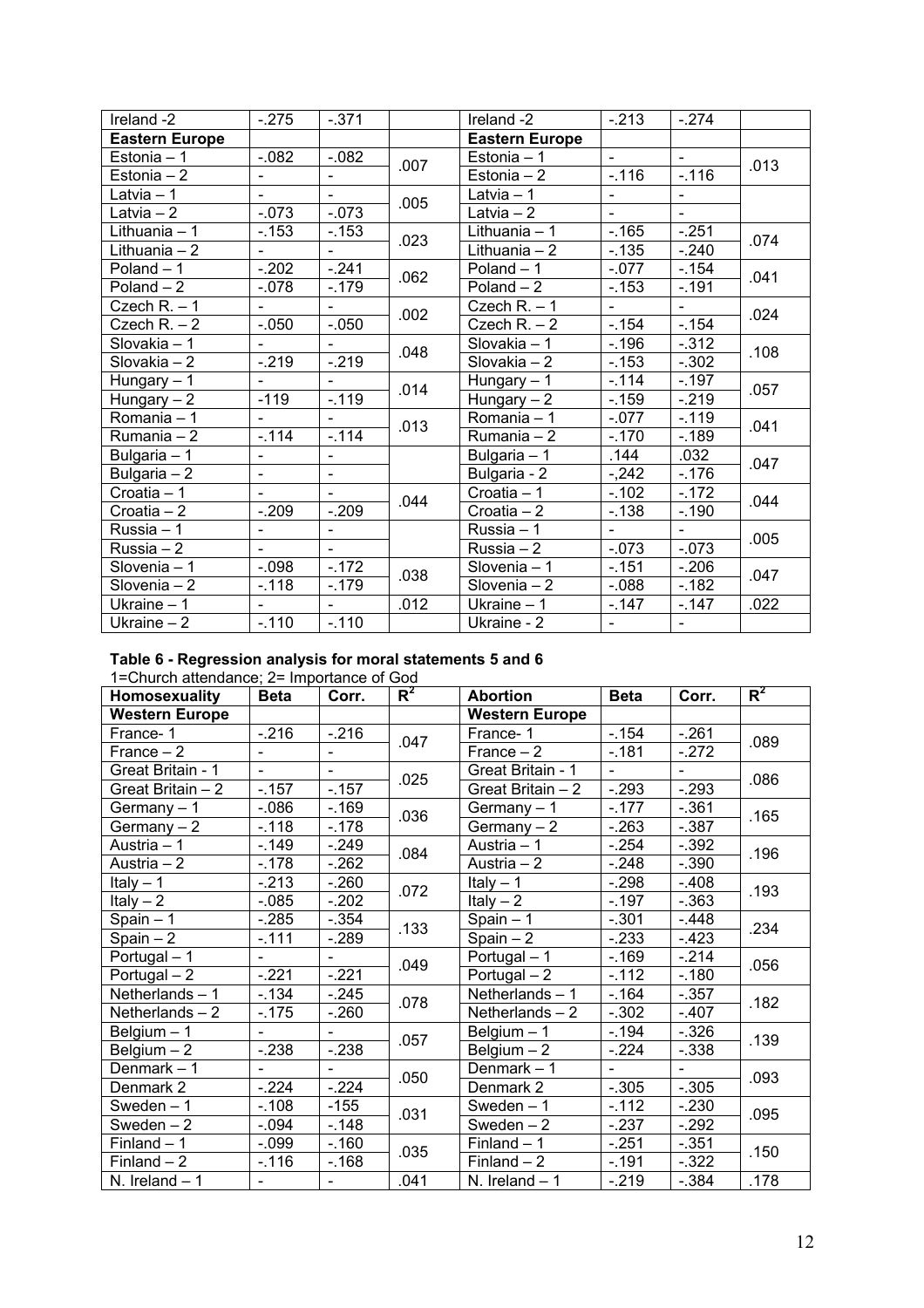| Ireland -2 | -.275 | -.371 | | Ireland -2 | -.213 | -.274 | |
|---|---|---|---|---|---|---|---|
| **Eastern Europe** | | | | **Eastern Europe** | | | |
| Estonia – 1 | -.082 | -.082 | .007 | Estonia – 1 | - | - | .013 |
| Estonia – 2 | - | - | | Estonia – 2 | -.116 | -.116 | |
| Latvia – 1 | - | - | .005 | Latvia – 1 | - | - | |
| Latvia – 2 | -.073 | -.073 | | Latvia – 2 | - | - | |
| Lithuania – 1 | -.153 | -.153 | .023 | Lithuania – 1 | -.165 | -.251 | .074 |
| Lithuania – 2 | - | - | | Lithuania – 2 | -.135 | -.240 | |
| Poland – 1 | -.202 | -.241 | .062 | Poland – 1 | -.077 | -.154 | .041 |
| Poland – 2 | -.078 | -.179 | | Poland – 2 | -.153 | -.191 | |
| Czech R. – 1 | - | - | .002 | Czech R. – 1 | - | - | .024 |
| Czech R. – 2 | -.050 | -.050 | | Czech R. – 2 | -.154 | -.154 | |
| Slovakia – 1 | - | - | .048 | Slovakia – 1 | -.196 | -.312 | .108 |
| Slovakia – 2 | -.219 | -.219 | | Slovakia – 2 | -.153 | -.302 | |
| Hungary – 1 | - | - | .014 | Hungary – 1 | -.114 | -.197 | .057 |
| Hungary – 2 | -119 | -.119 | | Hungary – 2 | -.159 | -.219 | |
| Romania – 1 | - | - | .013 | Romania – 1 | -.077 | -.119 | .041 |
| Rumania – 2 | -.114 | -.114 | | Rumania – 2 | -.170 | -.189 | |
| Bulgaria – 1 | - | - | | Bulgaria – 1 | .144 | .032 | .047 |
| Bulgaria – 2 | - | - | | Bulgaria - 2 | -,242 | -.176 | |
| Croatia – 1 | - | - | .044 | Croatia – 1 | -.102 | -.172 | .044 |
| Croatia – 2 | -.209 | -.209 | | Croatia – 2 | -.138 | -.190 | |
| Russia – 1 | - | - | | Russia – 1 | - | - | .005 |
| Russia – 2 | - | - | | Russia – 2 | -.073 | -.073 | |
| Slovenia – 1 | -.098 | -.172 | .038 | Slovenia – 1 | -.151 | -.206 | .047 |
| Slovenia – 2 | -.118 | -.179 | | Slovenia – 2 | -.088 | -.182 | |
| Ukraine – 1 | - | - | .012 | Ukraine – 1 | -.147 | -.147 | .022 |
| Ukraine – 2 | -.110 | -.110 | | Ukraine - 2 | - | - | |

**Table 6 - Regression analysis for moral statements 5 and 6**

1=Church attendance; 2= Importance of God

| Homosexuality | Beta | Corr. | $R^2$ | Abortion | Beta | Corr. | $R^2$ |
|---|---|---|---|---|---|---|---|
| **Western Europe** | | | | **Western Europe** | | | |
| France- 1 | -.216 | -.216 | .047 | France- 1 | -.154 | -.261 | .089 |
| France – 2 | - | - | | France – 2 | -.181 | -.272 | |
| Great Britain - 1 | - | - | .025 | Great Britain - 1 | - | - | .086 |
| Great Britain – 2 | -.157 | -.157 | | Great Britain – 2 | -.293 | -.293 | |
| Germany – 1 | -.086 | -.169 | .036 | Germany – 1 | -.177 | -.361 | .165 |
| Germany – 2 | -.118 | -.178 | | Germany – 2 | -.263 | -.387 | |
| Austria – 1 | -.149 | -.249 | .084 | Austria – 1 | -.254 | -.392 | .196 |
| Austria – 2 | -.178 | -.262 | | Austria – 2 | -.248 | -.390 | |
| Italy – 1 | -.213 | -.260 | .072 | Italy – 1 | -.298 | -.408 | .193 |
| Italy – 2 | -.085 | -.202 | | Italy – 2 | -.197 | -.363 | |
| Spain – 1 | -.285 | -.354 | .133 | Spain – 1 | -.301 | -.448 | .234 |
| Spain – 2 | -.111 | -.289 | | Spain – 2 | -.233 | -.423 | |
| Portugal – 1 | - | - | .049 | Portugal – 1 | -.169 | -.214 | .056 |
| Portugal – 2 | -.221 | -.221 | | Portugal – 2 | -.112 | -.180 | |
| Netherlands – 1 | -.134 | -.245 | .078 | Netherlands – 1 | -.164 | -.357 | .182 |
| Netherlands – 2 | -.175 | -.260 | | Netherlands – 2 | -.302 | -.407 | |
| Belgium – 1 | - | - | .057 | Belgium – 1 | -.194 | -.326 | .139 |
| Belgium – 2 | -.238 | -.238 | | Belgium – 2 | -.224 | -.338 | |
| Denmark – 1 | - | - | .050 | Denmark – 1 | - | - | .093 |
| Denmark 2 | -.224 | -.224 | | Denmark 2 | -.305 | -.305 | |
| Sweden – 1 | -.108 | -155 | .031 | Sweden – 1 | -.112 | -.230 | .095 |
| Sweden – 2 | -.094 | -.148 | | Sweden – 2 | -.237 | -.292 | |
| Finland – 1 | -.099 | -.160 | .035 | Finland – 1 | -.251 | -.351 | .150 |
| Finland – 2 | -.116 | -.168 | | Finland – 2 | -.191 | -.322 | |
| N. Ireland – 1 | - | - | .041 | N. Ireland – 1 | -.219 | -.384 | .178 |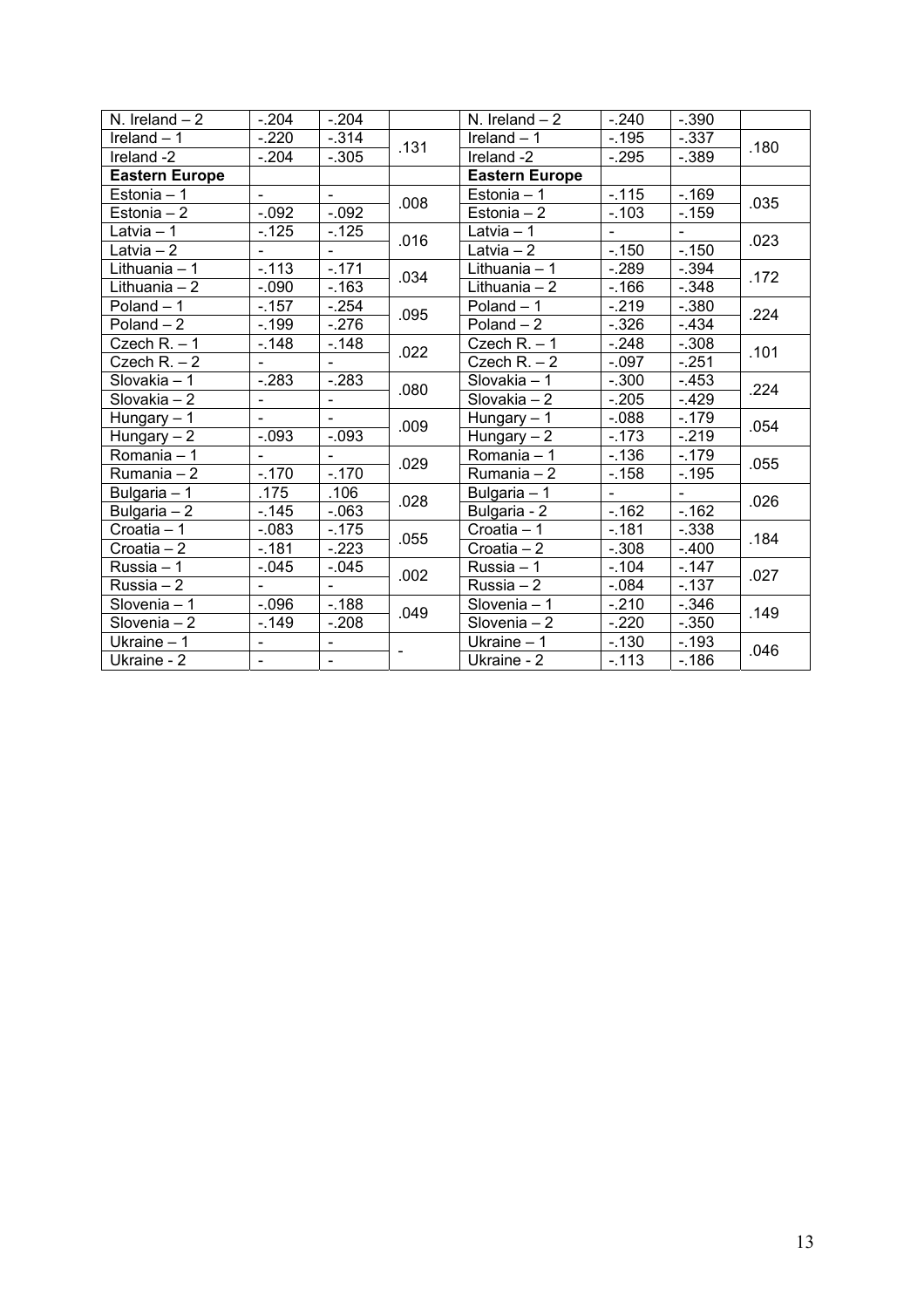| | | | | | | | |
|---|---|---|---|---|---|---|---|
| N. Ireland – 2 | -.204 | -.204 | | N. Ireland – 2 | -.240 | -.390 | |
| Ireland – 1 | -.220 | -.314 | .131 | Ireland – 1 | -.195 | -.337 | .180 |
| Ireland -2 | -.204 | -.305 | | Ireland -2 | -.295 | -.389 | |
| **Eastern Europe** | | | | **Eastern Europe** | | | |
| Estonia – 1 | - | - | .008 | Estonia – 1 | -.115 | -.169 | .035 |
| Estonia – 2 | -.092 | -.092 | | Estonia – 2 | -.103 | -.159 | |
| Latvia – 1 | -.125 | -.125 | .016 | Latvia – 1 | - | - | .023 |
| Latvia – 2 | - | - | | Latvia – 2 | -.150 | -.150 | |
| Lithuania – 1 | -.113 | -.171 | .034 | Lithuania – 1 | -.289 | -.394 | .172 |
| Lithuania – 2 | -.090 | -.163 | | Lithuania – 2 | -.166 | -.348 | |
| Poland – 1 | -.157 | -.254 | .095 | Poland – 1 | -.219 | -.380 | .224 |
| Poland – 2 | -.199 | -.276 | | Poland – 2 | -.326 | -.434 | |
| Czech R. – 1 | -.148 | -.148 | .022 | Czech R. – 1 | -.248 | -.308 | .101 |
| Czech R. – 2 | - | - | | Czech R. – 2 | -.097 | -.251 | |
| Slovakia – 1 | -.283 | -.283 | .080 | Slovakia – 1 | -.300 | -.453 | .224 |
| Slovakia – 2 | - | - | | Slovakia – 2 | -.205 | -.429 | |
| Hungary – 1 | - | - | .009 | Hungary – 1 | -.088 | -.179 | .054 |
| Hungary – 2 | -.093 | -.093 | | Hungary – 2 | -.173 | -.219 | |
| Romania – 1 | - | - | .029 | Romania – 1 | -.136 | -.179 | .055 |
| Rumania – 2 | -.170 | -.170 | | Rumania – 2 | -.158 | -.195 | |
| Bulgaria – 1 | .175 | .106 | .028 | Bulgaria – 1 | - | - | .026 |
| Bulgaria – 2 | -.145 | -.063 | | Bulgaria - 2 | -.162 | -.162 | |
| Croatia – 1 | -.083 | -.175 | .055 | Croatia – 1 | -.181 | -.338 | .184 |
| Croatia – 2 | -.181 | -.223 | | Croatia – 2 | -.308 | -.400 | |
| Russia – 1 | -.045 | -.045 | .002 | Russia – 1 | -.104 | -.147 | .027 |
| Russia – 2 | - | - | | Russia – 2 | -.084 | -.137 | |
| Slovenia – 1 | -.096 | -.188 | .049 | Slovenia – 1 | -.210 | -.346 | .149 |
| Slovenia – 2 | -.149 | -.208 | | Slovenia – 2 | -.220 | -.350 | |
| Ukraine – 1 | - | - | - | Ukraine – 1 | -.130 | -.193 | .046 |
| Ukraine - 2 | - | - | | Ukraine - 2 | -.113 | -.186 | |